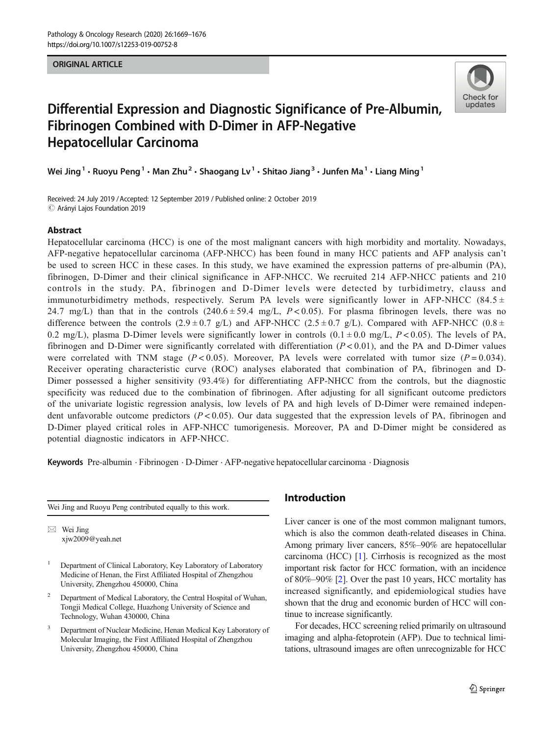ORIGINAL ARTICLE

# Differential Expression and Diagnostic Significance of Pre-Albumin, Fibrinogen Combined with D-Dimer in AFP-Negative Hepatocellular Carcinoma

Wei Jing[1] · Ruoyu Peng[1] · Man Zhu[2] · Shaogang Lv[1] · Shitao Jiang[3] · Junfen Ma[1] · Liang Ming[1]

Received: 24 July 2019 / Accepted: 12 September 2019 / Published online: 2 October 2019
© Arányi Lajos Foundation 2019

## Abstract

Hepatocellular carcinoma (HCC) is one of the most malignant cancers with high morbidity and mortality. Nowadays, AFP-negative hepatocellular carcinoma (AFP-NHCC) has been found in many HCC patients and AFP analysis can't be used to screen HCC in these cases. In this study, we have examined the expression patterns of pre-albumin (PA), fibrinogen, D-Dimer and their clinical significance in AFP-NHCC. We recruited 214 AFP-NHCC patients and 210 controls in the study. PA, fibrinogen and D-Dimer levels were detected by turbidimetry, clauss and immunoturbidimetry methods, respectively. Serum PA levels were significantly lower in AFP-NHCC ($84.5 \pm 24.7$ mg/L) than that in the controls ($240.6 \pm 59.4$ mg/L, $P < 0.05$). For plasma fibrinogen levels, there was no difference between the controls ($2.9 \pm 0.7$ g/L) and AFP-NHCC ($2.5 \pm 0.7$ g/L). Compared with AFP-NHCC ($0.8 \pm 0.2$ mg/L), plasma D-Dimer levels were significantly lower in controls ($0.1 \pm 0.0$ mg/L, $P < 0.05$). The levels of PA, fibrinogen and D-Dimer were significantly correlated with differentiation ($P < 0.01$), and the PA and D-Dimer values were correlated with TNM stage ($P < 0.05$). Moreover, PA levels were correlated with tumor size ($P = 0.034$). Receiver operating characteristic curve (ROC) analyses elaborated that combination of PA, fibrinogen and D-Dimer possessed a higher sensitivity (93.4%) for differentiating AFP-NHCC from the controls, but the diagnostic specificity was reduced due to the combination of fibrinogen. After adjusting for all significant outcome predictors of the univariate logistic regression analysis, low levels of PA and high levels of D-Dimer were remained independent unfavorable outcome predictors ($P < 0.05$). Our data suggested that the expression levels of PA, fibrinogen and D-Dimer played critical roles in AFP-NHCC tumorigenesis. Moreover, PA and D-Dimer might be considered as potential diagnostic indicators in AFP-NHCC.

**Keywords** Pre-albumin · Fibrinogen · D-Dimer · AFP-negative hepatocellular carcinoma · Diagnosis

Wei Jing and Ruoyu Peng contributed equally to this work.

✉ Wei Jing
xjw2009@yeah.net

[1] Department of Clinical Laboratory, Key Laboratory of Laboratory Medicine of Henan, the First Affiliated Hospital of Zhengzhou University, Zhengzhou 450000, China

[2] Department of Medical Laboratory, the Central Hospital of Wuhan, Tongji Medical College, Huazhong University of Science and Technology, Wuhan 430000, China

[3] Department of Nuclear Medicine, Henan Medical Key Laboratory of Molecular Imaging, the First Affiliated Hospital of Zhengzhou University, Zhengzhou 450000, China

## Introduction

Liver cancer is one of the most common malignant tumors, which is also the common death-related diseases in China. Among primary liver cancers, 85%–90% are hepatocellular carcinoma (HCC) [1]. Cirrhosis is recognized as the most important risk factor for HCC formation, with an incidence of 80%–90% [2]. Over the past 10 years, HCC mortality has increased significantly, and epidemiological studies have shown that the drug and economic burden of HCC will continue to increase significantly.

For decades, HCC screening relied primarily on ultrasound imaging and alpha-fetoprotein (AFP). Due to technical limitations, ultrasound images are often unrecognizable for HCC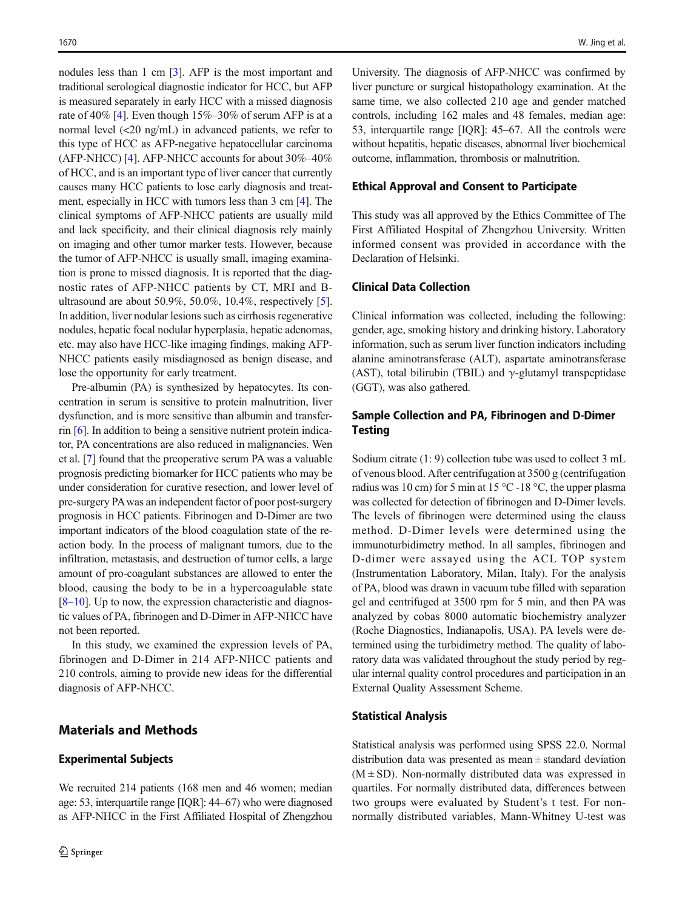nodules less than 1 cm [3]. AFP is the most important and traditional serological diagnostic indicator for HCC, but AFP is measured separately in early HCC with a missed diagnosis rate of 40% [4]. Even though 15%–30% of serum AFP is at a normal level (<20 ng/mL) in advanced patients, we refer to this type of HCC as AFP-negative hepatocellular carcinoma (AFP-NHCC) [4]. AFP-NHCC accounts for about 30%–40% of HCC, and is an important type of liver cancer that currently causes many HCC patients to lose early diagnosis and treatment, especially in HCC with tumors less than 3 cm [4]. The clinical symptoms of AFP-NHCC patients are usually mild and lack specificity, and their clinical diagnosis rely mainly on imaging and other tumor marker tests. However, because the tumor of AFP-NHCC is usually small, imaging examination is prone to missed diagnosis. It is reported that the diagnostic rates of AFP-NHCC patients by CT, MRI and B-ultrasound are about 50.9%, 50.0%, 10.4%, respectively [5]. In addition, liver nodular lesions such as cirrhosis regenerative nodules, hepatic focal nodular hyperplasia, hepatic adenomas, etc. may also have HCC-like imaging findings, making AFP-NHCC patients easily misdiagnosed as benign disease, and lose the opportunity for early treatment.

Pre-albumin (PA) is synthesized by hepatocytes. Its concentration in serum is sensitive to protein malnutrition, liver dysfunction, and is more sensitive than albumin and transferrin [6]. In addition to being a sensitive nutrient protein indicator, PA concentrations are also reduced in malignancies. Wen et al. [7] found that the preoperative serum PA was a valuable prognosis predicting biomarker for HCC patients who may be under consideration for curative resection, and lower level of pre-surgery PA was an independent factor of poor post-surgery prognosis in HCC patients. Fibrinogen and D-Dimer are two important indicators of the blood coagulation state of the reaction body. In the process of malignant tumors, due to the infiltration, metastasis, and destruction of tumor cells, a large amount of pro-coagulant substances are allowed to enter the blood, causing the body to be in a hypercoagulable state [8–10]. Up to now, the expression characteristic and diagnostic values of PA, fibrinogen and D-Dimer in AFP-NHCC have not been reported.

In this study, we examined the expression levels of PA, fibrinogen and D-Dimer in 214 AFP-NHCC patients and 210 controls, aiming to provide new ideas for the differential diagnosis of AFP-NHCC.

## Materials and Methods

### Experimental Subjects

We recruited 214 patients (168 men and 46 women; median age: 53, interquartile range [IQR]: 44–67) who were diagnosed as AFP-NHCC in the First Affiliated Hospital of Zhengzhou University. The diagnosis of AFP-NHCC was confirmed by liver puncture or surgical histopathology examination. At the same time, we also collected 210 age and gender matched controls, including 162 males and 48 females, median age: 53, interquartile range [IQR]: 45–67. All the controls were without hepatitis, hepatic diseases, abnormal liver biochemical outcome, inflammation, thrombosis or malnutrition.

### Ethical Approval and Consent to Participate

This study was all approved by the Ethics Committee of The First Affiliated Hospital of Zhengzhou University. Written informed consent was provided in accordance with the Declaration of Helsinki.

### Clinical Data Collection

Clinical information was collected, including the following: gender, age, smoking history and drinking history. Laboratory information, such as serum liver function indicators including alanine aminotransferase (ALT), aspartate aminotransferase (AST), total bilirubin (TBIL) and γ-glutamyl transpeptidase (GGT), was also gathered.

### Sample Collection and PA, Fibrinogen and D-Dimer Testing

Sodium citrate (1: 9) collection tube was used to collect 3 mL of venous blood. After centrifugation at 3500 g (centrifugation radius was 10 cm) for 5 min at 15 °C -18 °C, the upper plasma was collected for detection of fibrinogen and D-Dimer levels. The levels of fibrinogen were determined using the clauss method. D-Dimer levels were determined using the immunoturbidimetry method. In all samples, fibrinogen and D-dimer were assayed using the ACL TOP system (Instrumentation Laboratory, Milan, Italy). For the analysis of PA, blood was drawn in vacuum tube filled with separation gel and centrifuged at 3500 rpm for 5 min, and then PA was analyzed by cobas 8000 automatic biochemistry analyzer (Roche Diagnostics, Indianapolis, USA). PA levels were determined using the turbidimetry method. The quality of laboratory data was validated throughout the study period by regular internal quality control procedures and participation in an External Quality Assessment Scheme.

### Statistical Analysis

Statistical analysis was performed using SPSS 22.0. Normal distribution data was presented as mean ± standard deviation (M ± SD). Non-normally distributed data was expressed in quartiles. For normally distributed data, differences between two groups were evaluated by Student's t test. For non-normally distributed variables, Mann-Whitney U-test was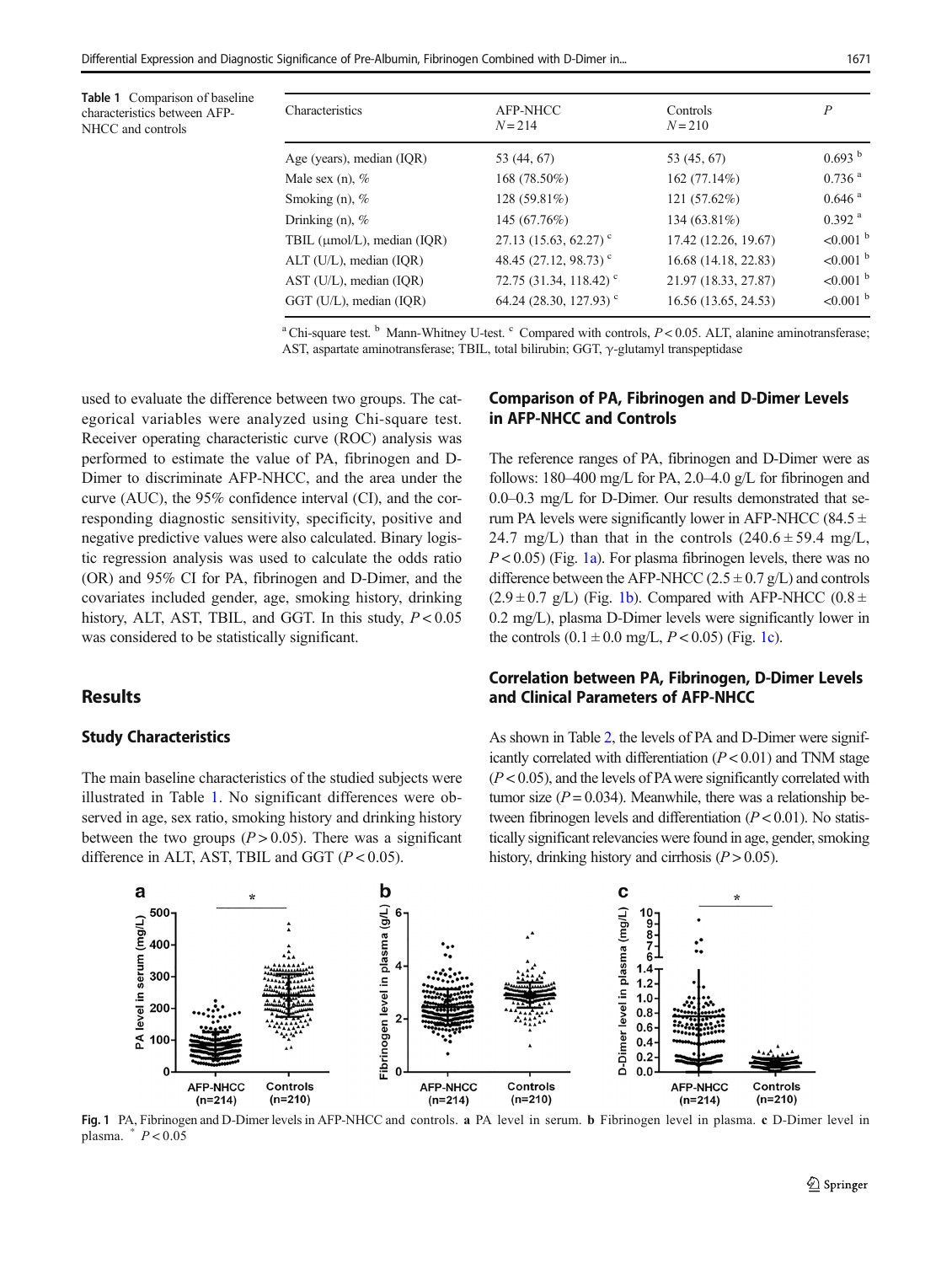**Table 1** Comparison of baseline characteristics between AFP-NHCC and controls

| Characteristics | AFP-NHCC $N = 214$ | Controls $N = 210$ | $P$ |
|---|---|---|---|
| Age (years), median (IQR) | 53 (44, 67) | 53 (45, 67) | 0.693 [b] |
| Male sex (n), % | 168 (78.50%) | 162 (77.14%) | 0.736 [a] |
| Smoking (n), % | 128 (59.81%) | 121 (57.62%) | 0.646 [a] |
| Drinking (n), % | 145 (67.76%) | 134 (63.81%) | 0.392 [a] |
| TBIL (μmol/L), median (IQR) | 27.13 (15.63, 62.27) [c] | 17.42 (12.26, 19.67) | <0.001 [b] |
| ALT (U/L), median (IQR) | 48.45 (27.12, 98.73) [c] | 16.68 (14.18, 22.83) | <0.001 [b] |
| AST (U/L), median (IQR) | 72.75 (31.34, 118.42) [c] | 21.97 (18.33, 27.87) | <0.001 [b] |
| GGT (U/L), median (IQR) | 64.24 (28.30, 127.93) [c] | 16.56 (13.65, 24.53) | <0.001 [b] |

[a] Chi-square test. [b] Mann-Whitney U-test. [c] Compared with controls, $P < 0.05$. ALT, alanine aminotransferase; AST, aspartate aminotransferase; TBIL, total bilirubin; GGT, γ-glutamyl transpeptidase

used to evaluate the difference between two groups. The categorical variables were analyzed using Chi-square test. Receiver operating characteristic curve (ROC) analysis was performed to estimate the value of PA, fibrinogen and D-Dimer to discriminate AFP-NHCC, and the area under the curve (AUC), the 95% confidence interval (CI), and the corresponding diagnostic sensitivity, specificity, positive and negative predictive values were also calculated. Binary logistic regression analysis was used to calculate the odds ratio (OR) and 95% CI for PA, fibrinogen and D-Dimer, and the covariates included gender, age, smoking history, drinking history, ALT, AST, TBIL, and GGT. In this study, $P < 0.05$ was considered to be statistically significant.

## Results

### Study Characteristics

The main baseline characteristics of the studied subjects were illustrated in Table 1. No significant differences were observed in age, sex ratio, smoking history and drinking history between the two groups ($P > 0.05$). There was a significant difference in ALT, AST, TBIL and GGT ($P < 0.05$).

### Comparison of PA, Fibrinogen and D-Dimer Levels in AFP-NHCC and Controls

The reference ranges of PA, fibrinogen and D-Dimer were as follows: 180–400 mg/L for PA, 2.0–4.0 g/L for fibrinogen and 0.0–0.3 mg/L for D-Dimer. Our results demonstrated that serum PA levels were significantly lower in AFP-NHCC (84.5 ± 24.7 mg/L) than that in the controls (240.6 ± 59.4 mg/L, $P < 0.05$) (Fig. 1a). For plasma fibrinogen levels, there was no difference between the AFP-NHCC (2.5 ± 0.7 g/L) and controls (2.9 ± 0.7 g/L) (Fig. 1b). Compared with AFP-NHCC (0.8 ± 0.2 mg/L), plasma D-Dimer levels were significantly lower in the controls (0.1 ± 0.0 mg/L, $P < 0.05$) (Fig. 1c).

### Correlation between PA, Fibrinogen, D-Dimer Levels and Clinical Parameters of AFP-NHCC

As shown in Table 2, the levels of PA and D-Dimer were significantly correlated with differentiation ($P < 0.01$) and TNM stage ($P < 0.05$), and the levels of PA were significantly correlated with tumor size ($P = 0.034$). Meanwhile, there was a relationship between fibrinogen levels and differentiation ($P < 0.01$). No statistically significant relevancies were found in age, gender, smoking history, drinking history and cirrhosis ($P > 0.05$).

**Fig. 1** PA, Fibrinogen and D-Dimer levels in AFP-NHCC and controls. **a** PA level in serum. **b** Fibrinogen level in plasma. **c** D-Dimer level in plasma. * $P < 0.05$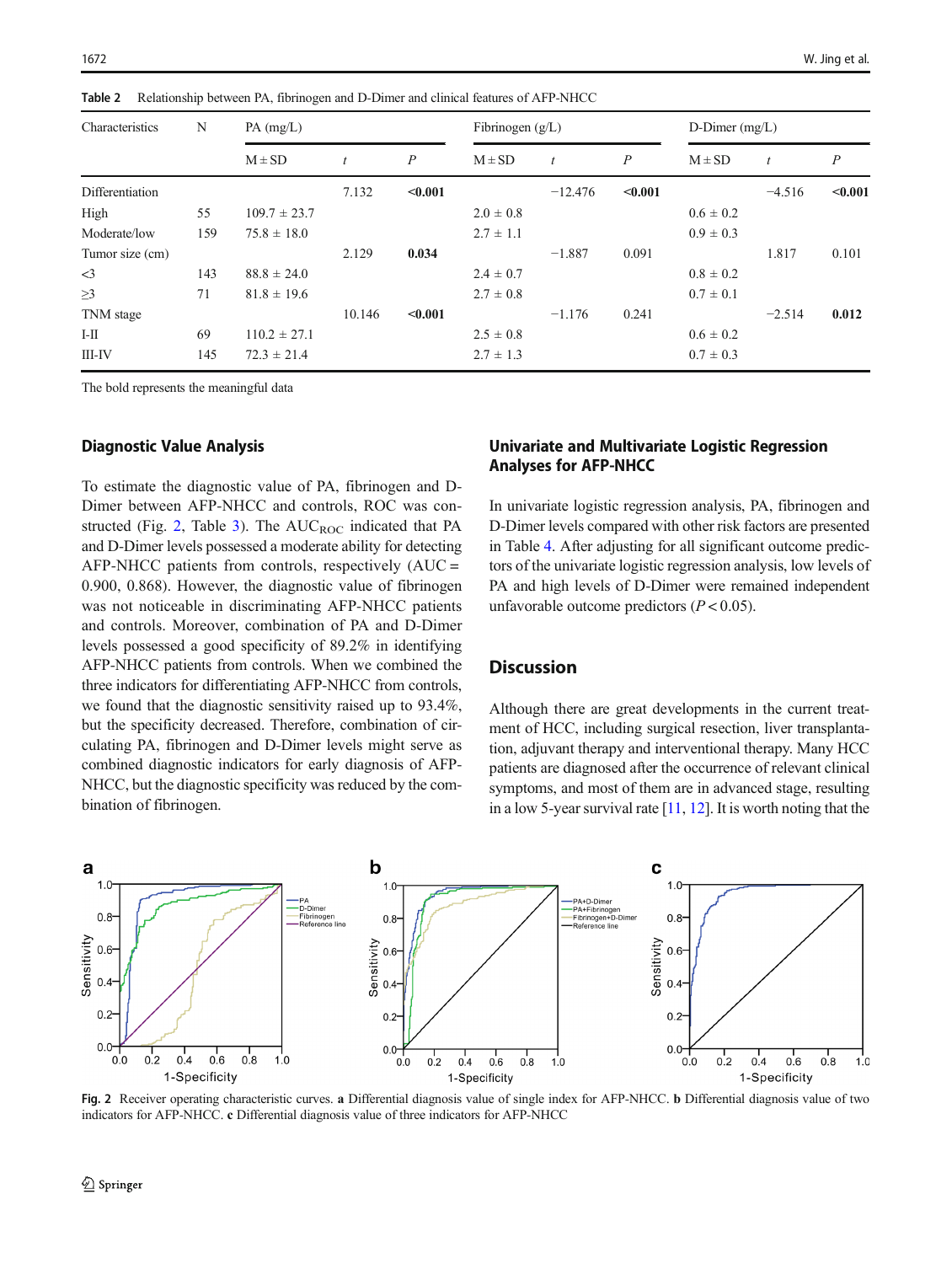**Table 2** Relationship between PA, fibrinogen and D-Dimer and clinical features of AFP-NHCC

| Characteristics | N | PA (mg/L) | | | Fibrinogen (g/L) | | | D-Dimer (mg/L) | | |
|---|---|---|---|---|---|---|---|---|---|---|
| | | M ± SD | *t* | *P* | M ± SD | *t* | *P* | M ± SD | *t* | *P* |
| Differentiation | | | 7.132 | **<0.001** | | −12.476 | **<0.001** | | −4.516 | **<0.001** |
| High | 55 | 109.7 ± 23.7 | | | 2.0 ± 0.8 | | | 0.6 ± 0.2 | | |
| Moderate/low | 159 | 75.8 ± 18.0 | | | 2.7 ± 1.1 | | | 0.9 ± 0.3 | | |
| Tumor size (cm) | | | 2.129 | **0.034** | | −1.887 | 0.091 | | 1.817 | 0.101 |
| <3 | 143 | 88.8 ± 24.0 | | | 2.4 ± 0.7 | | | 0.8 ± 0.2 | | |
| ≥3 | 71 | 81.8 ± 19.6 | | | 2.7 ± 0.8 | | | 0.7 ± 0.1 | | |
| TNM stage | | | 10.146 | **<0.001** | | −1.176 | 0.241 | | −2.514 | **0.012** |
| I-II | 69 | 110.2 ± 27.1 | | | 2.5 ± 0.8 | | | 0.6 ± 0.2 | | |
| III-IV | 145 | 72.3 ± 21.4 | | | 2.7 ± 1.3 | | | 0.7 ± 0.3 | | |

The bold represents the meaningful data

### Diagnostic Value Analysis

To estimate the diagnostic value of PA, fibrinogen and D-Dimer between AFP-NHCC and controls, ROC was constructed (Fig. 2, Table 3). The $AUC_{ROC}$ indicated that PA and D-Dimer levels possessed a moderate ability for detecting AFP-NHCC patients from controls, respectively (AUC = 0.900, 0.868). However, the diagnostic value of fibrinogen was not noticeable in discriminating AFP-NHCC patients and controls. Moreover, combination of PA and D-Dimer levels possessed a good specificity of 89.2% in identifying AFP-NHCC patients from controls. When we combined the three indicators for differentiating AFP-NHCC from controls, we found that the diagnostic sensitivity raised up to 93.4%, but the specificity decreased. Therefore, combination of circulating PA, fibrinogen and D-Dimer levels might serve as combined diagnostic indicators for early diagnosis of AFP-NHCC, but the diagnostic specificity was reduced by the combination of fibrinogen.

### Univariate and Multivariate Logistic Regression Analyses for AFP-NHCC

In univariate logistic regression analysis, PA, fibrinogen and D-Dimer levels compared with other risk factors are presented in Table 4. After adjusting for all significant outcome predictors of the univariate logistic regression analysis, low levels of PA and high levels of D-Dimer were remained independent unfavorable outcome predictors ($P < 0.05$).

## Discussion

Although there are great developments in the current treatment of HCC, including surgical resection, liver transplantation, adjuvant therapy and interventional therapy. Many HCC patients are diagnosed after the occurrence of relevant clinical symptoms, and most of them are in advanced stage, resulting in a low 5-year survival rate [11, 12]. It is worth noting that the

**Fig. 2** Receiver operating characteristic curves. **a** Differential diagnosis value of single index for AFP-NHCC. **b** Differential diagnosis value of two indicators for AFP-NHCC. **c** Differential diagnosis value of three indicators for AFP-NHCC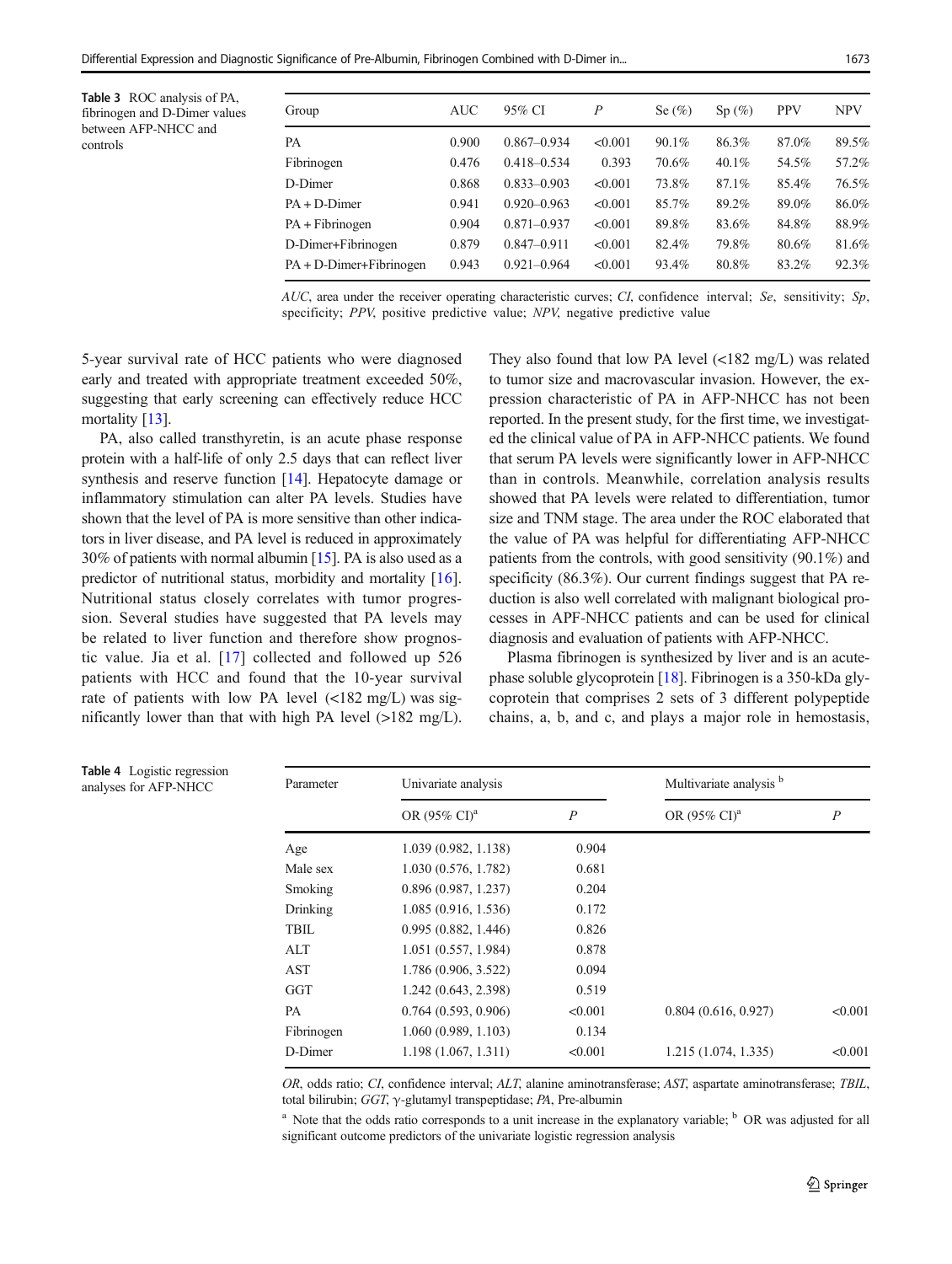**Table 3** ROC analysis of PA, fibrinogen and D-Dimer values between AFP-NHCC and controls

| Group | AUC | 95% CI | *P* | Se (%) | Sp (%) | PPV | NPV |
|---|---|---|---|---|---|---|---|
| PA | 0.900 | 0.867–0.934 | <0.001 | 90.1% | 86.3% | 87.0% | 89.5% |
| Fibrinogen | 0.476 | 0.418–0.534 | 0.393 | 70.6% | 40.1% | 54.5% | 57.2% |
| D-Dimer | 0.868 | 0.833–0.903 | <0.001 | 73.8% | 87.1% | 85.4% | 76.5% |
| PA + D-Dimer | 0.941 | 0.920–0.963 | <0.001 | 85.7% | 89.2% | 89.0% | 86.0% |
| PA + Fibrinogen | 0.904 | 0.871–0.937 | <0.001 | 89.8% | 83.6% | 84.8% | 88.9% |
| D-Dimer+Fibrinogen | 0.879 | 0.847–0.911 | <0.001 | 82.4% | 79.8% | 80.6% | 81.6% |
| PA + D-Dimer+Fibrinogen | 0.943 | 0.921–0.964 | <0.001 | 93.4% | 80.8% | 83.2% | 92.3% |

*AUC*, area under the receiver operating characteristic curves; *CI*, confidence interval; *Se*, sensitivity; *Sp*, specificity; *PPV*, positive predictive value; *NPV*, negative predictive value

5-year survival rate of HCC patients who were diagnosed early and treated with appropriate treatment exceeded 50%, suggesting that early screening can effectively reduce HCC mortality [13].

PA, also called transthyretin, is an acute phase response protein with a half-life of only 2.5 days that can reflect liver synthesis and reserve function [14]. Hepatocyte damage or inflammatory stimulation can alter PA levels. Studies have shown that the level of PA is more sensitive than other indicators in liver disease, and PA level is reduced in approximately 30% of patients with normal albumin [15]. PA is also used as a predictor of nutritional status, morbidity and mortality [16]. Nutritional status closely correlates with tumor progression. Several studies have suggested that PA levels may be related to liver function and therefore show prognostic value. Jia et al. [17] collected and followed up 526 patients with HCC and found that the 10-year survival rate of patients with low PA level (<182 mg/L) was significantly lower than that with high PA level (>182 mg/L). They also found that low PA level (<182 mg/L) was related to tumor size and macrovascular invasion. However, the expression characteristic of PA in AFP-NHCC has not been reported. In the present study, for the first time, we investigated the clinical value of PA in AFP-NHCC patients. We found that serum PA levels were significantly lower in AFP-NHCC than in controls. Meanwhile, correlation analysis results showed that PA levels were related to differentiation, tumor size and TNM stage. The area under the ROC elaborated that the value of PA was helpful for differentiating AFP-NHCC patients from the controls, with good sensitivity (90.1%) and specificity (86.3%). Our current findings suggest that PA reduction is also well correlated with malignant biological processes in APF-NHCC patients and can be used for clinical diagnosis and evaluation of patients with AFP-NHCC.

Plasma fibrinogen is synthesized by liver and is an acute-phase soluble glycoprotein [18]. Fibrinogen is a 350-kDa glycoprotein that comprises 2 sets of 3 different polypeptide chains, a, b, and c, and plays a major role in hemostasis,

**Table 4** Logistic regression analyses for AFP-NHCC

| Parameter | Univariate analysis | | Multivariate analysis [b] | |
|---|---|---|---|---|
| | OR (95% CI)[a] | *P* | OR (95% CI)[a] | *P* |
| Age | 1.039 (0.982, 1.138) | 0.904 | | |
| Male sex | 1.030 (0.576, 1.782) | 0.681 | | |
| Smoking | 0.896 (0.987, 1.237) | 0.204 | | |
| Drinking | 1.085 (0.916, 1.536) | 0.172 | | |
| TBIL | 0.995 (0.882, 1.446) | 0.826 | | |
| ALT | 1.051 (0.557, 1.984) | 0.878 | | |
| AST | 1.786 (0.906, 3.522) | 0.094 | | |
| GGT | 1.242 (0.643, 2.398) | 0.519 | | |
| PA | 0.764 (0.593, 0.906) | <0.001 | 0.804 (0.616, 0.927) | <0.001 |
| Fibrinogen | 1.060 (0.989, 1.103) | 0.134 | | |
| D-Dimer | 1.198 (1.067, 1.311) | <0.001 | 1.215 (1.074, 1.335) | <0.001 |

*OR*, odds ratio; *CI*, confidence interval; *ALT*, alanine aminotransferase; *AST*, aspartate aminotransferase; *TBIL*, total bilirubin; *GGT*, γ-glutamyl transpeptidase; *PA*, Pre-albumin

[a] Note that the odds ratio corresponds to a unit increase in the explanatory variable; [b] OR was adjusted for all significant outcome predictors of the univariate logistic regression analysis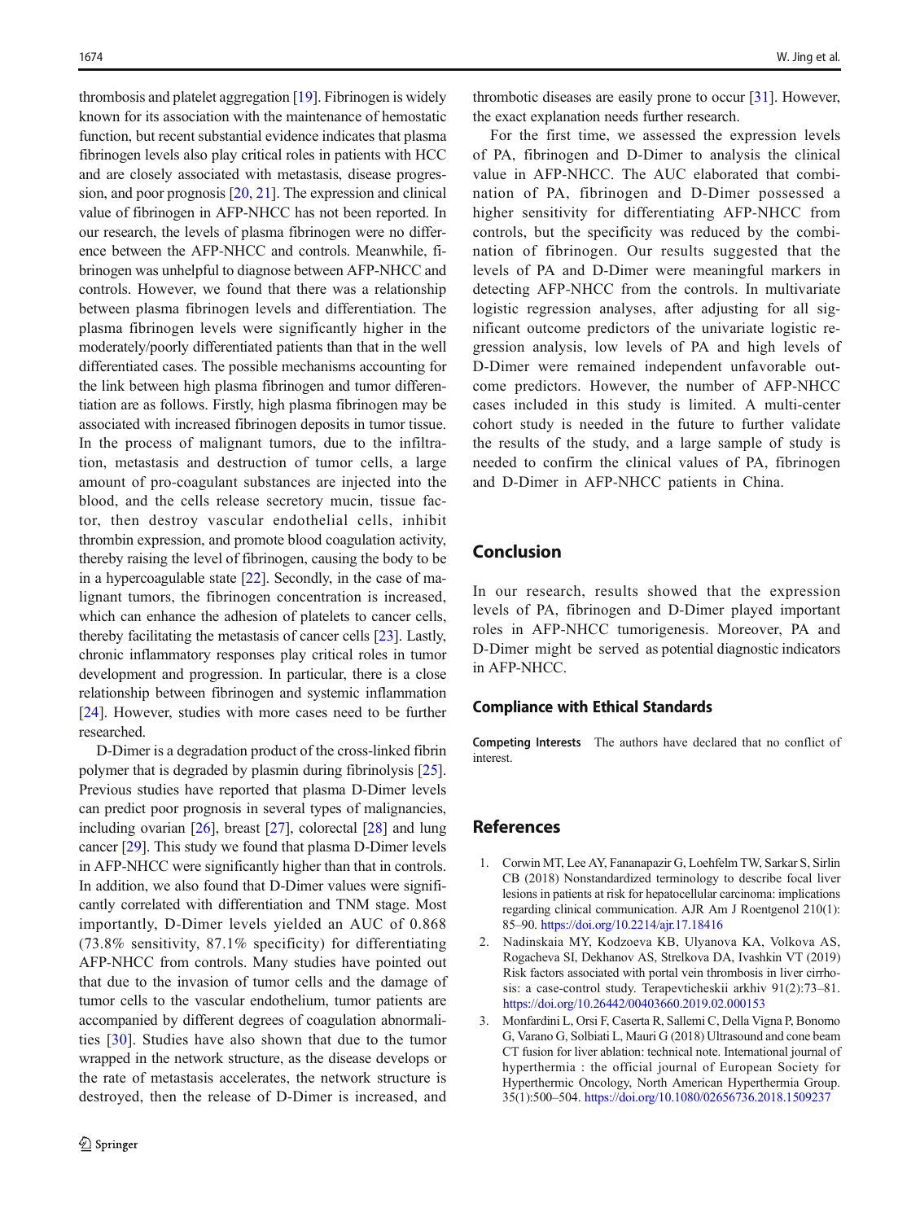thrombosis and platelet aggregation [19]. Fibrinogen is widely known for its association with the maintenance of hemostatic function, but recent substantial evidence indicates that plasma fibrinogen levels also play critical roles in patients with HCC and are closely associated with metastasis, disease progression, and poor prognosis [20, 21]. The expression and clinical value of fibrinogen in AFP-NHCC has not been reported. In our research, the levels of plasma fibrinogen were no difference between the AFP-NHCC and controls. Meanwhile, fibrinogen was unhelpful to diagnose between AFP-NHCC and controls. However, we found that there was a relationship between plasma fibrinogen levels and differentiation. The plasma fibrinogen levels were significantly higher in the moderately/poorly differentiated patients than that in the well differentiated cases. The possible mechanisms accounting for the link between high plasma fibrinogen and tumor differentiation are as follows. Firstly, high plasma fibrinogen may be associated with increased fibrinogen deposits in tumor tissue. In the process of malignant tumors, due to the infiltration, metastasis and destruction of tumor cells, a large amount of pro-coagulant substances are injected into the blood, and the cells release secretory mucin, tissue factor, then destroy vascular endothelial cells, inhibit thrombin expression, and promote blood coagulation activity, thereby raising the level of fibrinogen, causing the body to be in a hypercoagulable state [22]. Secondly, in the case of malignant tumors, the fibrinogen concentration is increased, which can enhance the adhesion of platelets to cancer cells, thereby facilitating the metastasis of cancer cells [23]. Lastly, chronic inflammatory responses play critical roles in tumor development and progression. In particular, there is a close relationship between fibrinogen and systemic inflammation [24]. However, studies with more cases need to be further researched.

D-Dimer is a degradation product of the cross-linked fibrin polymer that is degraded by plasmin during fibrinolysis [25]. Previous studies have reported that plasma D-Dimer levels can predict poor prognosis in several types of malignancies, including ovarian [26], breast [27], colorectal [28] and lung cancer [29]. This study we found that plasma D-Dimer levels in AFP-NHCC were significantly higher than that in controls. In addition, we also found that D-Dimer values were significantly correlated with differentiation and TNM stage. Most importantly, D-Dimer levels yielded an AUC of 0.868 (73.8% sensitivity, 87.1% specificity) for differentiating AFP-NHCC from controls. Many studies have pointed out that due to the invasion of tumor cells and the damage of tumor cells to the vascular endothelium, tumor patients are accompanied by different degrees of coagulation abnormalities [30]. Studies have also shown that due to the tumor wrapped in the network structure, as the disease develops or the rate of metastasis accelerates, the network structure is destroyed, then the release of D-Dimer is increased, and thrombotic diseases are easily prone to occur [31]. However, the exact explanation needs further research.

For the first time, we assessed the expression levels of PA, fibrinogen and D-Dimer to analysis the clinical value in AFP-NHCC. The AUC elaborated that combination of PA, fibrinogen and D-Dimer possessed a higher sensitivity for differentiating AFP-NHCC from controls, but the specificity was reduced by the combination of fibrinogen. Our results suggested that the levels of PA and D-Dimer were meaningful markers in detecting AFP-NHCC from the controls. In multivariate logistic regression analyses, after adjusting for all significant outcome predictors of the univariate logistic regression analysis, low levels of PA and high levels of D-Dimer were remained independent unfavorable outcome predictors. However, the number of AFP-NHCC cases included in this study is limited. A multi-center cohort study is needed in the future to further validate the results of the study, and a large sample of study is needed to confirm the clinical values of PA, fibrinogen and D-Dimer in AFP-NHCC patients in China.

## Conclusion

In our research, results showed that the expression levels of PA, fibrinogen and D-Dimer played important roles in AFP-NHCC tumorigenesis. Moreover, PA and D-Dimer might be served as potential diagnostic indicators in AFP-NHCC.

### Compliance with Ethical Standards

**Competing Interests** The authors have declared that no conflict of interest.

## References

1. Corwin MT, Lee AY, Fananapazir G, Loehfelm TW, Sarkar S, Sirlin CB (2018) Nonstandardized terminology to describe focal liver lesions in patients at risk for hepatocellular carcinoma: implications regarding clinical communication. AJR Am J Roentgenol 210(1): 85–90. https://doi.org/10.2214/ajr.17.18416
2. Nadinskaia MY, Kodzoeva KB, Ulyanova KA, Volkova AS, Rogacheva SI, Dekhanov AS, Strelkova DA, Ivashkin VT (2019) Risk factors associated with portal vein thrombosis in liver cirrhosis: a case-control study. Terapevticheskii arkhiv 91(2):73–81. https://doi.org/10.26442/00403660.2019.02.000153
3. Monfardini L, Orsi F, Caserta R, Sallemi C, Della Vigna P, Bonomo G, Varano G, Solbiati L, Mauri G (2018) Ultrasound and cone beam CT fusion for liver ablation: technical note. International journal of hyperthermia : the official journal of European Society for Hyperthermic Oncology, North American Hyperthermia Group. 35(1):500–504. https://doi.org/10.1080/02656736.2018.1509237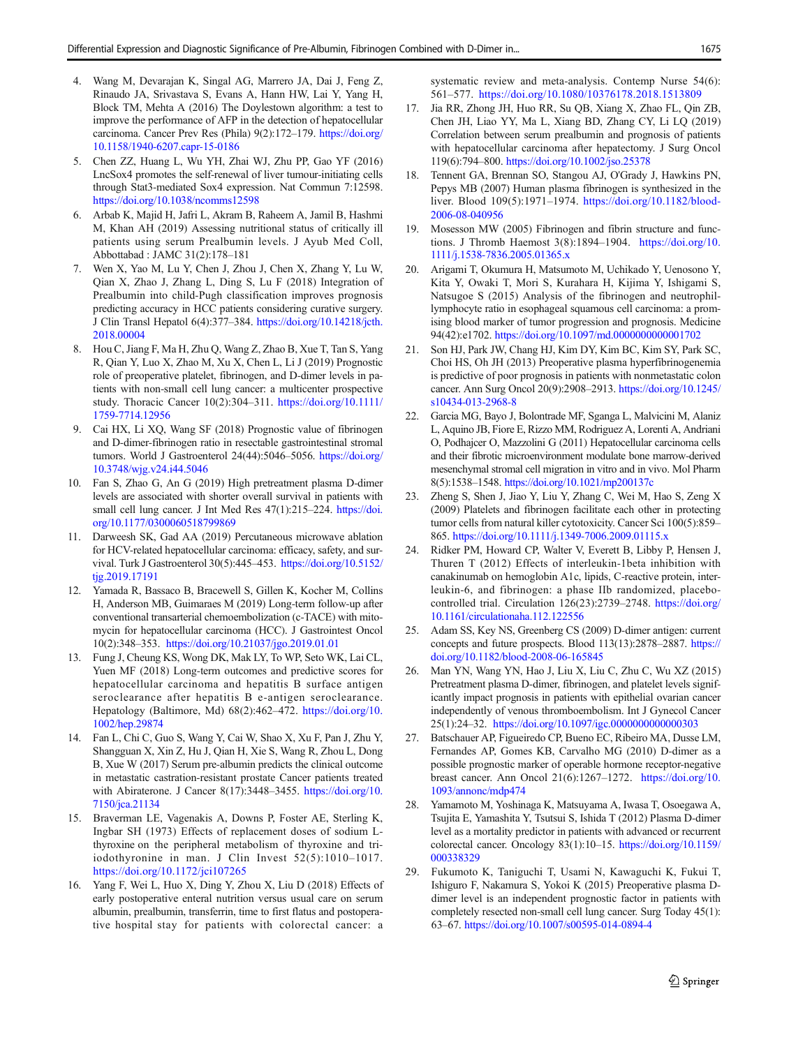4. Wang M, Devarajan K, Singal AG, Marrero JA, Dai J, Feng Z, Rinaudo JA, Srivastava S, Evans A, Hann HW, Lai Y, Yang H, Block TM, Mehta A (2016) The Doylestown algorithm: a test to improve the performance of AFP in the detection of hepatocellular carcinoma. Cancer Prev Res (Phila) 9(2):172–179. https://doi.org/10.1158/1940-6207.capr-15-0186
5. Chen ZZ, Huang L, Wu YH, Zhai WJ, Zhu PP, Gao YF (2016) LncSox4 promotes the self-renewal of liver tumour-initiating cells through Stat3-mediated Sox4 expression. Nat Commun 7:12598. https://doi.org/10.1038/ncomms12598
6. Arbab K, Majid H, Jafri L, Akram B, Raheem A, Jamil B, Hashmi M, Khan AH (2019) Assessing nutritional status of critically ill patients using serum Prealbumin levels. J Ayub Med Coll, Abbottabad : JAMC 31(2):178–181
7. Wen X, Yao M, Lu Y, Chen J, Zhou J, Chen X, Zhang Y, Lu W, Qian X, Zhao J, Zhang L, Ding S, Lu F (2018) Integration of Prealbumin into child-Pugh classification improves prognosis predicting accuracy in HCC patients considering curative surgery. J Clin Transl Hepatol 6(4):377–384. https://doi.org/10.14218/jcth.2018.00004
8. Hou C, Jiang F, Ma H, Zhu Q, Wang Z, Zhao B, Xue T, Tan S, Yang R, Qian Y, Luo X, Zhao M, Xu X, Chen L, Li J (2019) Prognostic role of preoperative platelet, fibrinogen, and D-dimer levels in patients with non-small cell lung cancer: a multicenter prospective study. Thoracic Cancer 10(2):304–311. https://doi.org/10.1111/1759-7714.12956
9. Cai HX, Li XQ, Wang SF (2018) Prognostic value of fibrinogen and D-dimer-fibrinogen ratio in resectable gastrointestinal stromal tumors. World J Gastroenterol 24(44):5046–5056. https://doi.org/10.3748/wjg.v24.i44.5046
10. Fan S, Zhao G, An G (2019) High pretreatment plasma D-dimer levels are associated with shorter overall survival in patients with small cell lung cancer. J Int Med Res 47(1):215–224. https://doi.org/10.1177/0300060518799869
11. Darweesh SK, Gad AA (2019) Percutaneous microwave ablation for HCV-related hepatocellular carcinoma: efficacy, safety, and survival. Turk J Gastroenterol 30(5):445–453. https://doi.org/10.5152/tjg.2019.17191
12. Yamada R, Bassaco B, Bracewell S, Gillen K, Kocher M, Collins H, Anderson MB, Guimaraes M (2019) Long-term follow-up after conventional transarterial chemoembolization (c-TACE) with mitomycin for hepatocellular carcinoma (HCC). J Gastrointest Oncol 10(2):348–353. https://doi.org/10.21037/jgo.2019.01.01
13. Fung J, Cheung KS, Wong DK, Mak LY, To WP, Seto WK, Lai CL, Yuen MF (2018) Long-term outcomes and predictive scores for hepatocellular carcinoma and hepatitis B surface antigen seroclearance after hepatitis B e-antigen seroclearance. Hepatology (Baltimore, Md) 68(2):462–472. https://doi.org/10.1002/hep.29874
14. Fan L, Chi C, Guo S, Wang Y, Cai W, Shao X, Xu F, Pan J, Zhu Y, Shangguan X, Xin Z, Hu J, Qian H, Xie S, Wang R, Zhou L, Dong B, Xue W (2017) Serum pre-albumin predicts the clinical outcome in metastatic castration-resistant prostate Cancer patients treated with Abiraterone. J Cancer 8(17):3448–3455. https://doi.org/10.7150/jca.21134
15. Braverman LE, Vagenakis A, Downs P, Foster AE, Sterling K, Ingbar SH (1973) Effects of replacement doses of sodium L-thyroxine on the peripheral metabolism of thyroxine and triiodothyronine in man. J Clin Invest 52(5):1010–1017. https://doi.org/10.1172/jci107265
16. Yang F, Wei L, Huo X, Ding Y, Zhou X, Liu D (2018) Effects of early postoperative enteral nutrition versus usual care on serum albumin, prealbumin, transferrin, time to first flatus and postoperative hospital stay for patients with colorectal cancer: a systematic review and meta-analysis. Contemp Nurse 54(6):561–577. https://doi.org/10.1080/10376178.2018.1513809
17. Jia RR, Zhong JH, Huo RR, Su QB, Xiang X, Zhao FL, Qin ZB, Chen JH, Liao YY, Ma L, Xiang BD, Zhang CY, Li LQ (2019) Correlation between serum prealbumin and prognosis of patients with hepatocellular carcinoma after hepatectomy. J Surg Oncol 119(6):794–800. https://doi.org/10.1002/jso.25378
18. Tennent GA, Brennan SO, Stangou AJ, O'Grady J, Hawkins PN, Pepys MB (2007) Human plasma fibrinogen is synthesized in the liver. Blood 109(5):1971–1974. https://doi.org/10.1182/blood-2006-08-040956
19. Mosesson MW (2005) Fibrinogen and fibrin structure and functions. J Thromb Haemost 3(8):1894–1904. https://doi.org/10.1111/j.1538-7836.2005.01365.x
20. Arigami T, Okumura H, Matsumoto M, Uchikado Y, Uenosono Y, Kita Y, Owaki T, Mori S, Kurahara H, Kijima Y, Ishigami S, Natsugoe S (2015) Analysis of the fibrinogen and neutrophil-lymphocyte ratio in esophageal squamous cell carcinoma: a promising blood marker of tumor progression and prognosis. Medicine 94(42):e1702. https://doi.org/10.1097/md.0000000000001702
21. Son HJ, Park JW, Chang HJ, Kim DY, Kim BC, Kim SY, Park SC, Choi HS, Oh JH (2013) Preoperative plasma hyperfibrinogenemia is predictive of poor prognosis in patients with nonmetastatic colon cancer. Ann Surg Oncol 20(9):2908–2913. https://doi.org/10.1245/s10434-013-2968-8
22. Garcia MG, Bayo J, Bolontrade MF, Sganga L, Malvicini M, Alaniz L, Aquino JB, Fiore E, Rizzo MM, Rodriguez A, Lorenti A, Andriani O, Podhajcer O, Mazzolini G (2011) Hepatocellular carcinoma cells and their fibrotic microenvironment modulate bone marrow-derived mesenchymal stromal cell migration in vitro and in vivo. Mol Pharm 8(5):1538–1548. https://doi.org/10.1021/mp200137c
23. Zheng S, Shen J, Jiao Y, Liu Y, Zhang C, Wei M, Hao S, Zeng X (2009) Platelets and fibrinogen facilitate each other in protecting tumor cells from natural killer cytotoxicity. Cancer Sci 100(5):859–865. https://doi.org/10.1111/j.1349-7006.2009.01115.x
24. Ridker PM, Howard CP, Walter V, Everett B, Libby P, Hensen J, Thuren T (2012) Effects of interleukin-1beta inhibition with canakinumab on hemoglobin A1c, lipids, C-reactive protein, interleukin-6, and fibrinogen: a phase IIb randomized, placebo-controlled trial. Circulation 126(23):2739–2748. https://doi.org/10.1161/circulationaha.112.122556
25. Adam SS, Key NS, Greenberg CS (2009) D-dimer antigen: current concepts and future prospects. Blood 113(13):2878–2887. https://doi.org/10.1182/blood-2008-06-165845
26. Man YN, Wang YN, Hao J, Liu X, Liu C, Zhu C, Wu XZ (2015) Pretreatment plasma D-dimer, fibrinogen, and platelet levels significantly impact prognosis in patients with epithelial ovarian cancer independently of venous thromboembolism. Int J Gynecol Cancer 25(1):24–32. https://doi.org/10.1097/igc.0000000000000303
27. Batschauer AP, Figueiredo CP, Bueno EC, Ribeiro MA, Dusse LM, Fernandes AP, Gomes KB, Carvalho MG (2010) D-dimer as a possible prognostic marker of operable hormone receptor-negative breast cancer. Ann Oncol 21(6):1267–1272. https://doi.org/10.1093/annonc/mdp474
28. Yamamoto M, Yoshinaga K, Matsuyama A, Iwasa T, Osoegawa A, Tsujita E, Yamashita Y, Tsutsui S, Ishida T (2012) Plasma D-dimer level as a mortality predictor in patients with advanced or recurrent colorectal cancer. Oncology 83(1):10–15. https://doi.org/10.1159/000338329
29. Fukumoto K, Taniguchi T, Usami N, Kawaguchi K, Fukui T, Ishiguro F, Nakamura S, Yokoi K (2015) Preoperative plasma D-dimer level is an independent prognostic factor in patients with completely resected non-small cell lung cancer. Surg Today 45(1):63–67. https://doi.org/10.1007/s00595-014-0894-4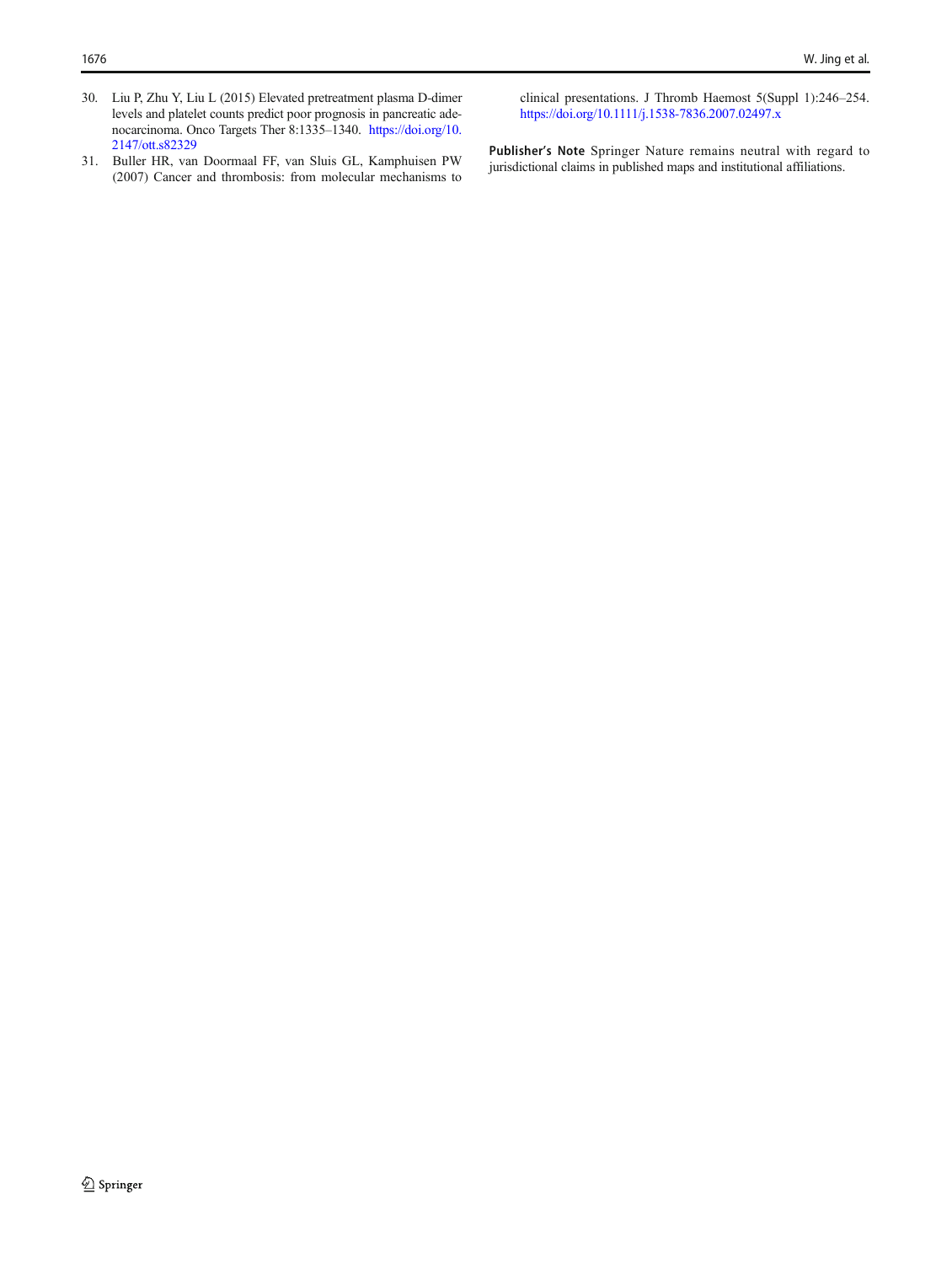30. Liu P, Zhu Y, Liu L (2015) Elevated pretreatment plasma D-dimer levels and platelet counts predict poor prognosis in pancreatic adenocarcinoma. Onco Targets Ther 8:1335–1340. https://doi.org/10.2147/ott.s82329
31. Buller HR, van Doormaal FF, van Sluis GL, Kamphuisen PW (2007) Cancer and thrombosis: from molecular mechanisms to clinical presentations. J Thromb Haemost 5(Suppl 1):246–254. https://doi.org/10.1111/j.1538-7836.2007.02497.x

**Publisher's Note** Springer Nature remains neutral with regard to jurisdictional claims in published maps and institutional affiliations.